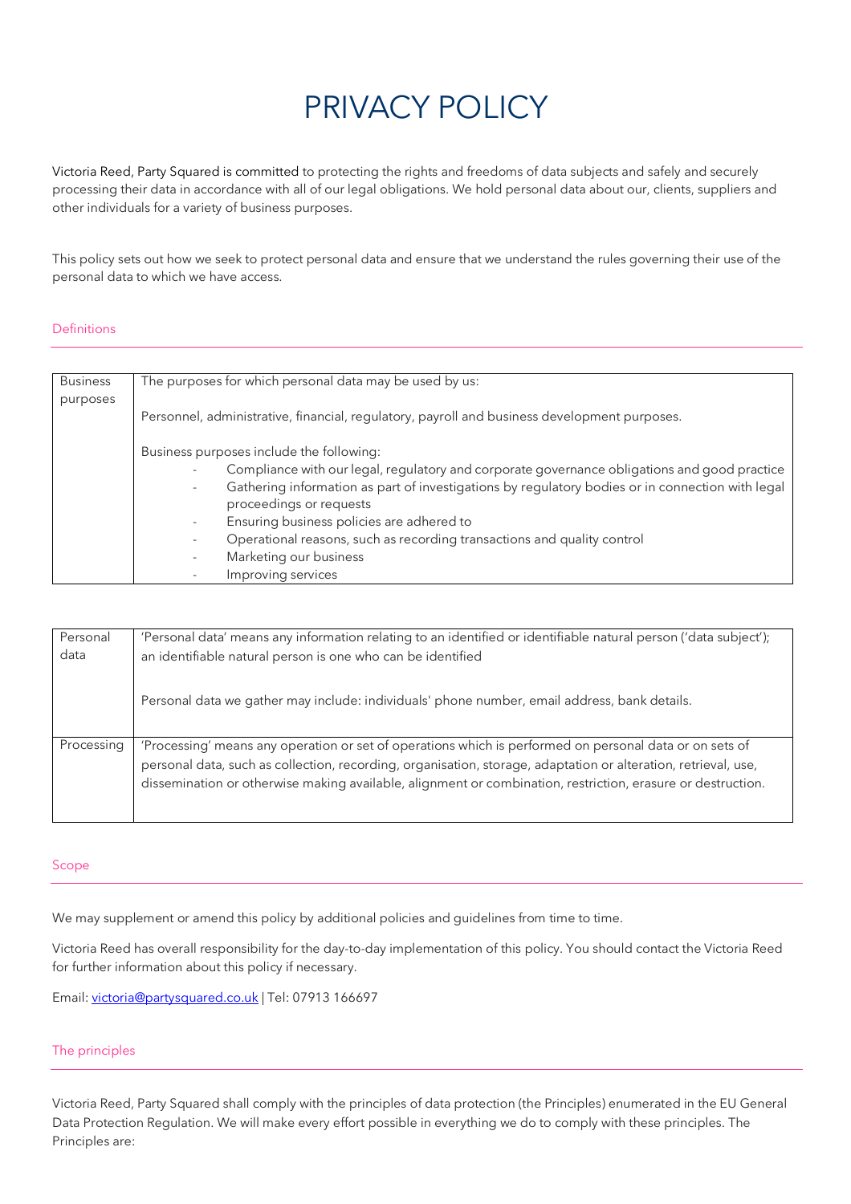# PRIVACY POLICY

Victoria Reed, Party Squared is committed to protecting the rights and freedoms of data subjects and safely and securely processing their data in accordance with all of our legal obligations. We hold personal data about our, clients, suppliers and other individuals for a variety of business purposes.

This policy sets out how we seek to protect personal data and ensure that we understand the rules governing their use of the personal data to which we have access.

## Definitions

| | |
|---|---|
| Business purposes | The purposes for which personal data may be used by us:<br><br>Personnel, administrative, financial, regulatory, payroll and business development purposes.<br><br>Business purposes include the following:<br>- Compliance with our legal, regulatory and corporate governance obligations and good practice<br>- Gathering information as part of investigations by regulatory bodies or in connection with legal proceedings or requests<br>- Ensuring business policies are adhered to<br>- Operational reasons, such as recording transactions and quality control<br>- Marketing our business<br>- Improving services |

| | |
|---|---|
| Personal data | 'Personal data' means any information relating to an identified or identifiable natural person ('data subject'); an identifiable natural person is one who can be identified<br><br>Personal data we gather may include: individuals' phone number, email address, bank details. |
| Processing | 'Processing' means any operation or set of operations which is performed on personal data or on sets of personal data, such as collection, recording, organisation, storage, adaptation or alteration, retrieval, use, dissemination or otherwise making available, alignment or combination, restriction, erasure or destruction. |

## Scope

We may supplement or amend this policy by additional policies and guidelines from time to time.

Victoria Reed has overall responsibility for the day-to-day implementation of this policy. You should contact the Victoria Reed for further information about this policy if necessary.

Email: [victoria@partysquared.co.uk](mailto:victoria@partysquared.co.uk) | Tel: 07913 166697

## The principles

Victoria Reed, Party Squared shall comply with the principles of data protection (the Principles) enumerated in the EU General Data Protection Regulation. We will make every effort possible in everything we do to comply with these principles. The Principles are: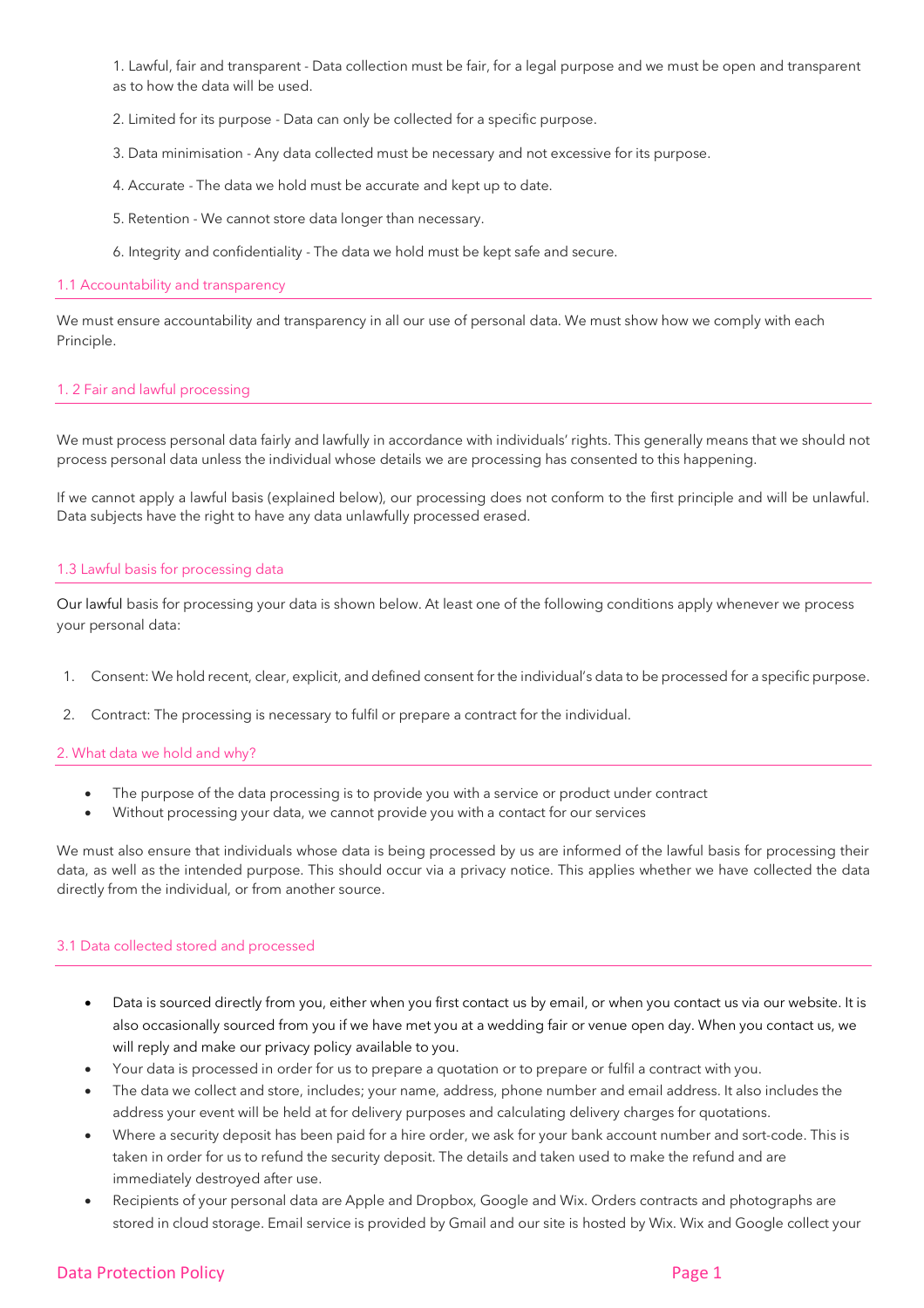1. Lawful, fair and transparent - Data collection must be fair, for a legal purpose and we must be open and transparent as to how the data will be used.

2. Limited for its purpose - Data can only be collected for a specific purpose.

3. Data minimisation - Any data collected must be necessary and not excessive for its purpose.

4. Accurate - The data we hold must be accurate and kept up to date.

5. Retention - We cannot store data longer than necessary.

6. Integrity and confidentiality - The data we hold must be kept safe and secure.

### 1.1 Accountability and transparency

We must ensure accountability and transparency in all our use of personal data. We must show how we comply with each Principle.

### 1. 2 Fair and lawful processing

We must process personal data fairly and lawfully in accordance with individuals' rights. This generally means that we should not process personal data unless the individual whose details we are processing has consented to this happening.

If we cannot apply a lawful basis (explained below), our processing does not conform to the first principle and will be unlawful. Data subjects have the right to have any data unlawfully processed erased.

### 1.3 Lawful basis for processing data

Our lawful basis for processing your data is shown below. At least one of the following conditions apply whenever we process your personal data:

1. Consent: We hold recent, clear, explicit, and defined consent for the individual's data to be processed for a specific purpose.
2. Contract: The processing is necessary to fulfil or prepare a contract for the individual.

### 2. What data we hold and why?

- The purpose of the data processing is to provide you with a service or product under contract
- Without processing your data, we cannot provide you with a contact for our services

We must also ensure that individuals whose data is being processed by us are informed of the lawful basis for processing their data, as well as the intended purpose. This should occur via a privacy notice. This applies whether we have collected the data directly from the individual, or from another source.

### 3.1 Data collected stored and processed

- Data is sourced directly from you, either when you first contact us by email, or when you contact us via our website. It is also occasionally sourced from you if we have met you at a wedding fair or venue open day. When you contact us, we will reply and make our privacy policy available to you.
- Your data is processed in order for us to prepare a quotation or to prepare or fulfil a contract with you.
- The data we collect and store, includes; your name, address, phone number and email address. It also includes the address your event will be held at for delivery purposes and calculating delivery charges for quotations.
- Where a security deposit has been paid for a hire order, we ask for your bank account number and sort-code. This is taken in order for us to refund the security deposit. The details and taken used to make the refund and are immediately destroyed after use.
- Recipients of your personal data are Apple and Dropbox, Google and Wix. Orders contracts and photographs are stored in cloud storage. Email service is provided by Gmail and our site is hosted by Wix. Wix and Google collect your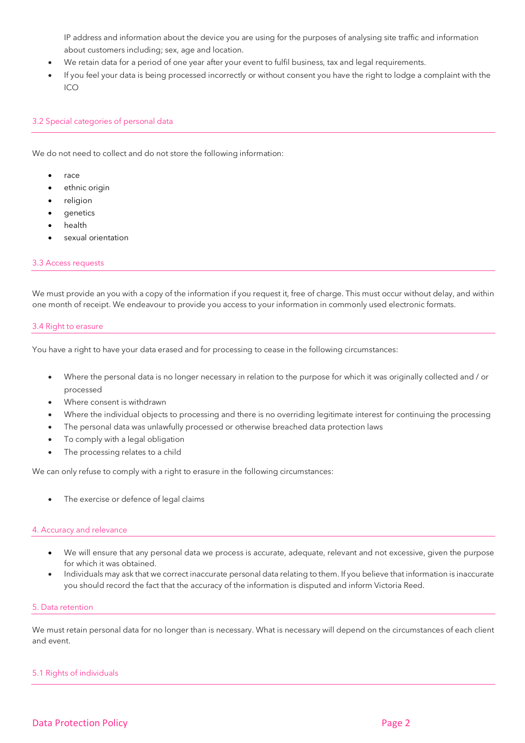IP address and information about the device you are using for the purposes of analysing site traffic and information about customers including; sex, age and location.

- We retain data for a period of one year after your event to fulfil business, tax and legal requirements.
- If you feel your data is being processed incorrectly or without consent you have the right to lodge a complaint with the ICO

### 3.2 Special categories of personal data

We do not need to collect and do not store the following information:

- race
- ethnic origin
- religion
- genetics
- health
- sexual orientation

### 3.3 Access requests

We must provide an you with a copy of the information if you request it, free of charge. This must occur without delay, and within one month of receipt. We endeavour to provide you access to your information in commonly used electronic formats.

### 3.4 Right to erasure

You have a right to have your data erased and for processing to cease in the following circumstances:

- Where the personal data is no longer necessary in relation to the purpose for which it was originally collected and / or processed
- Where consent is withdrawn
- Where the individual objects to processing and there is no overriding legitimate interest for continuing the processing
- The personal data was unlawfully processed or otherwise breached data protection laws
- To comply with a legal obligation
- The processing relates to a child

We can only refuse to comply with a right to erasure in the following circumstances:

- The exercise or defence of legal claims

## 4. Accuracy and relevance

- We will ensure that any personal data we process is accurate, adequate, relevant and not excessive, given the purpose for which it was obtained.
- Individuals may ask that we correct inaccurate personal data relating to them. If you believe that information is inaccurate you should record the fact that the accuracy of the information is disputed and inform Victoria Reed.

## 5. Data retention

We must retain personal data for no longer than is necessary. What is necessary will depend on the circumstances of each client and event.

### 5.1 Rights of individuals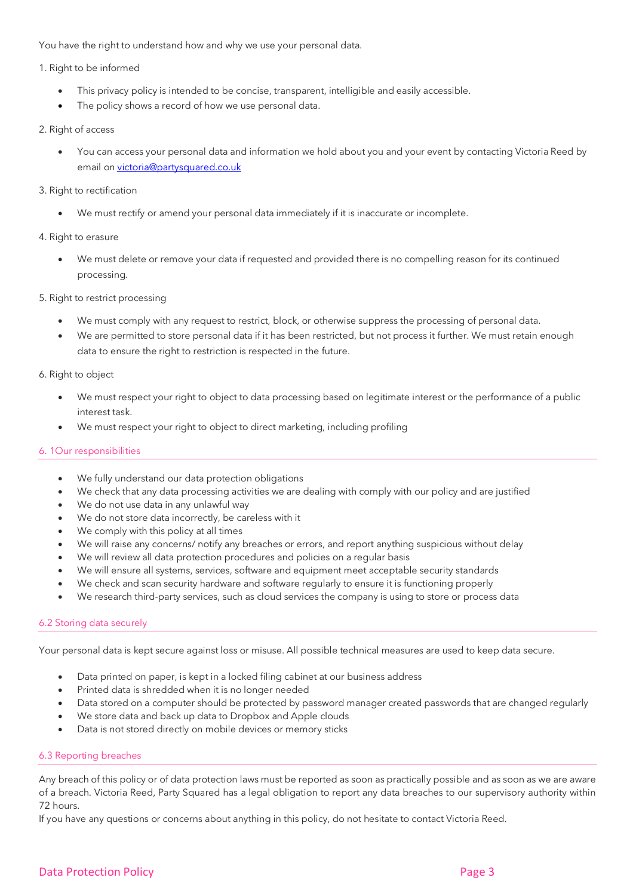You have the right to understand how and why we use your personal data.

1. Right to be informed

- This privacy policy is intended to be concise, transparent, intelligible and easily accessible.
- The policy shows a record of how we use personal data.

2. Right of access

- You can access your personal data and information we hold about you and your event by contacting Victoria Reed by email on [victoria@partysquared.co.uk](mailto:victoria@partysquared.co.uk)

3. Right to rectification

- We must rectify or amend your personal data immediately if it is inaccurate or incomplete.

4. Right to erasure

- We must delete or remove your data if requested and provided there is no compelling reason for its continued processing.

5. Right to restrict processing

- We must comply with any request to restrict, block, or otherwise suppress the processing of personal data.
- We are permitted to store personal data if it has been restricted, but not process it further. We must retain enough data to ensure the right to restriction is respected in the future.

6. Right to object

- We must respect your right to object to data processing based on legitimate interest or the performance of a public interest task.
- We must respect your right to object to direct marketing, including profiling

## 6. 1Our responsibilities

- We fully understand our data protection obligations
- We check that any data processing activities we are dealing with comply with our policy and are justified
- We do not use data in any unlawful way
- We do not store data incorrectly, be careless with it
- We comply with this policy at all times
- We will raise any concerns/ notify any breaches or errors, and report anything suspicious without delay
- We will review all data protection procedures and policies on a regular basis
- We will ensure all systems, services, software and equipment meet acceptable security standards
- We check and scan security hardware and software regularly to ensure it is functioning properly
- We research third-party services, such as cloud services the company is using to store or process data

## 6.2 Storing data securely

Your personal data is kept secure against loss or misuse. All possible technical measures are used to keep data secure.

- Data printed on paper, is kept in a locked filing cabinet at our business address
- Printed data is shredded when it is no longer needed
- Data stored on a computer should be protected by password manager created passwords that are changed regularly
- We store data and back up data to Dropbox and Apple clouds
- Data is not stored directly on mobile devices or memory sticks

## 6.3 Reporting breaches

Any breach of this policy or of data protection laws must be reported as soon as practically possible and as soon as we are aware of a breach. Victoria Reed, Party Squared has a legal obligation to report any data breaches to our supervisory authority within 72 hours.

If you have any questions or concerns about anything in this policy, do not hesitate to contact Victoria Reed.